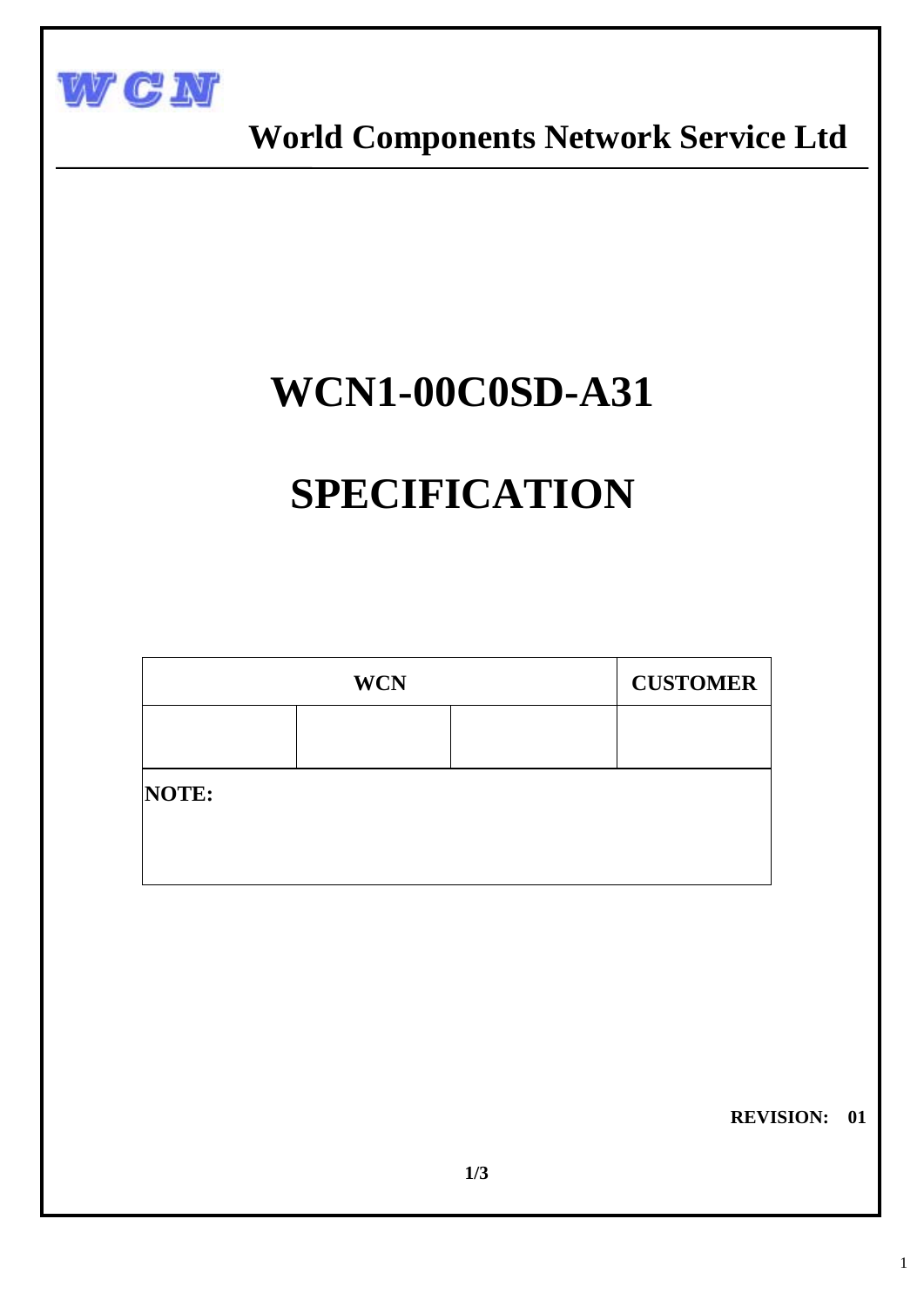WCN

**World Components Network Service Ltd**

# WCN1-00C0SD-A31

# SPECIFICATION

| WCN | | | CUSTOMER |
|---|---|---|---|
| | | | |
| **NOTE:** | | | |

**REVISION: 01**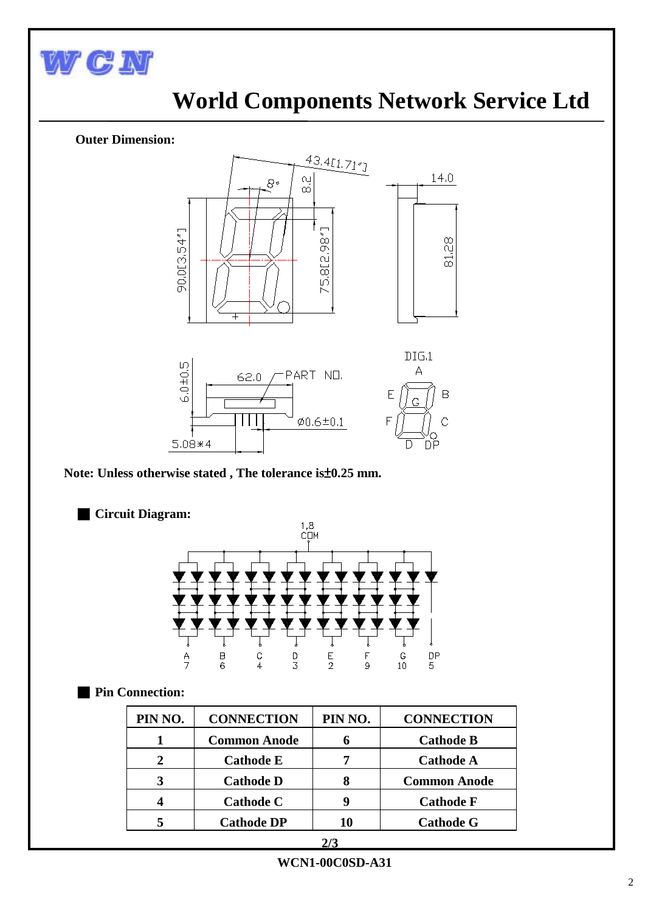# World Components Network Service Ltd

**Outer Dimension:**

**Note: Unless otherwise stated , The tolerance is±0.25 mm.**

## Circuit Diagram:

## Pin Connection:

| PIN NO. | CONNECTION | PIN NO. | CONNECTION |
|---|---|---|---|
| 1 | Common Anode | 6 | Cathode B |
| 2 | Cathode E | 7 | Cathode A |
| 3 | Cathode D | 8 | Common Anode |
| 4 | Cathode C | 9 | Cathode F |
| 5 | Cathode DP | 10 | Cathode G |

**WCN1-00C0SD-A31**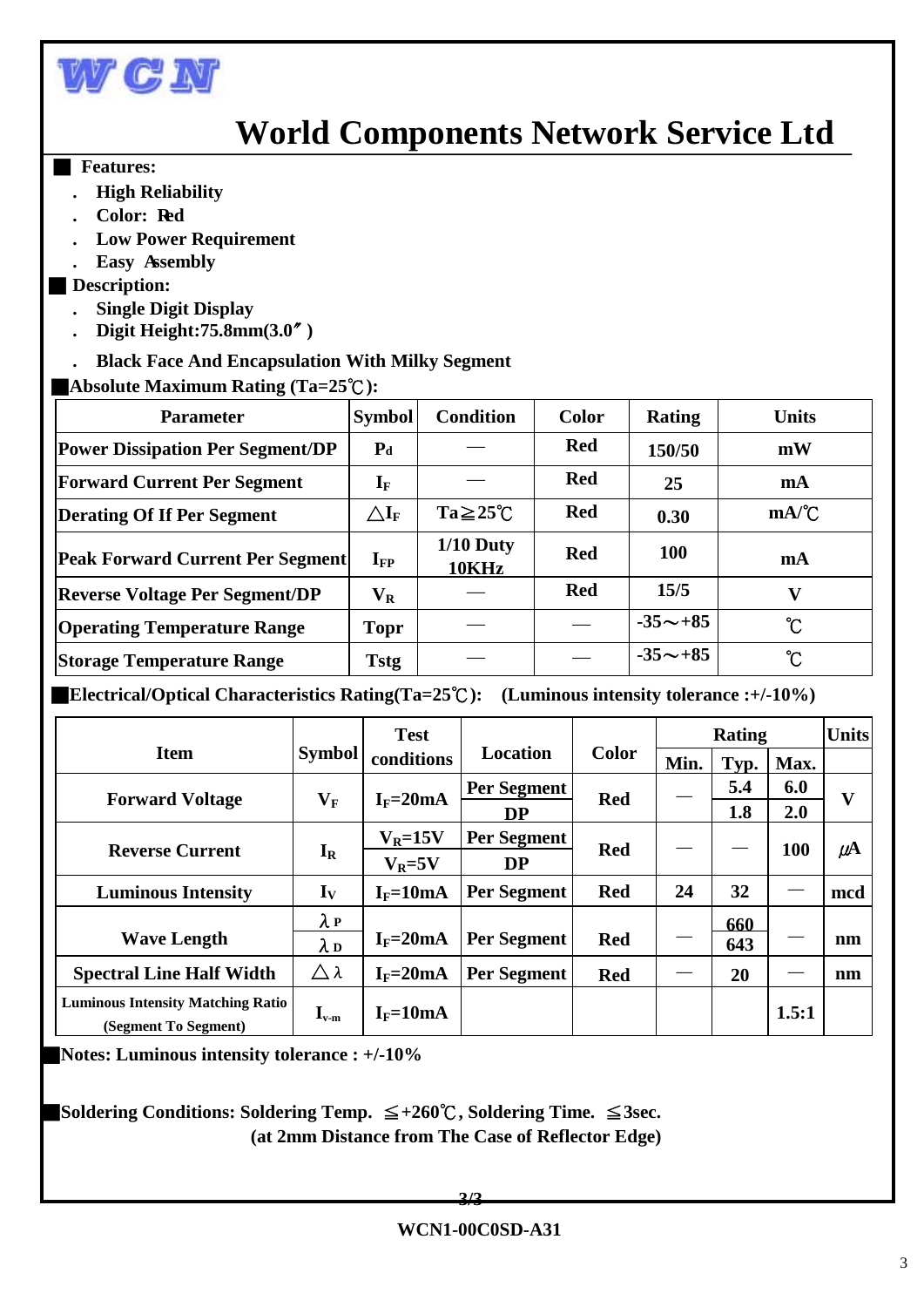WCN

# World Components Network Service Ltd

## Features:

- High Reliability
- Color: Red
- Low Power Requirement
- Easy Assembly

## Description:

- Single Digit Display
- Digit Height:75.8mm(3.0″)
- Black Face And Encapsulation With Milky Segment

## Absolute Maximum Rating (Ta=25℃):

| Parameter | Symbol | Condition | Color | Rating | Units |
|---|---|---|---|---|---|
| Power Dissipation Per Segment/DP | $P_d$ | — | Red | 150/50 | mW |
| Forward Current Per Segment | $I_F$ | — | Red | 25 | mA |
| Derating Of If Per Segment | $\triangle I_F$ | Ta≧25℃ | Red | 0.30 | mA/℃ |
| Peak Forward Current Per Segment | $I_{FP}$ | 1/10 Duty 10KHz | Red | 100 | mA |
| Reverse Voltage Per Segment/DP | $V_R$ | — | Red | 15/5 | V |
| Operating Temperature Range | Topr | — | — | -35～+85 | ℃ |
| Storage Temperature Range | Tstg | — | — | -35～+85 | ℃ |

## Electrical/Optical Characteristics Rating(Ta=25℃): (Luminous intensity tolerance :+/-10%)

| Item | Symbol | Test conditions | Location | Color | Rating | | | Units |
|---|---|---|---|---|---|---|---|---|
| | | | | | Min. | Typ. | Max. | |
| Forward Voltage | $V_F$ | $I_F$=20mA | Per Segment | Red | — | 5.4 | 6.0 | V |
| | | | DP | | | 1.8 | 2.0 | |
| Reverse Current | $I_R$ | $V_R$=15V | Per Segment | Red | — | — | 100 | μA |
| | | $V_R$=5V | DP | | | | | |
| Luminous Intensity | $I_V$ | $I_F$=10mA | Per Segment | Red | 24 | 32 | — | mcd |
| Wave Length | $\lambda_P$ | $I_F$=20mA | Per Segment | Red | — | 660 | — | nm |
| | $\lambda_D$ | | | | | 643 | | |
| Spectral Line Half Width | $\triangle\lambda$ | $I_F$=20mA | Per Segment | Red | — | 20 | — | nm |
| Luminous Intensity Matching Ratio (Segment To Segment) | $I_{v\text{-}m}$ | $I_F$=10mA | | | | | 1.5:1 | |

**Notes: Luminous intensity tolerance : +/-10%**

**Soldering Conditions: Soldering Temp. ≦+260℃, Soldering Time. ≦3sec.**
**(at 2mm Distance from The Case of Reflector Edge)**

WCN1-00C0SD-A31